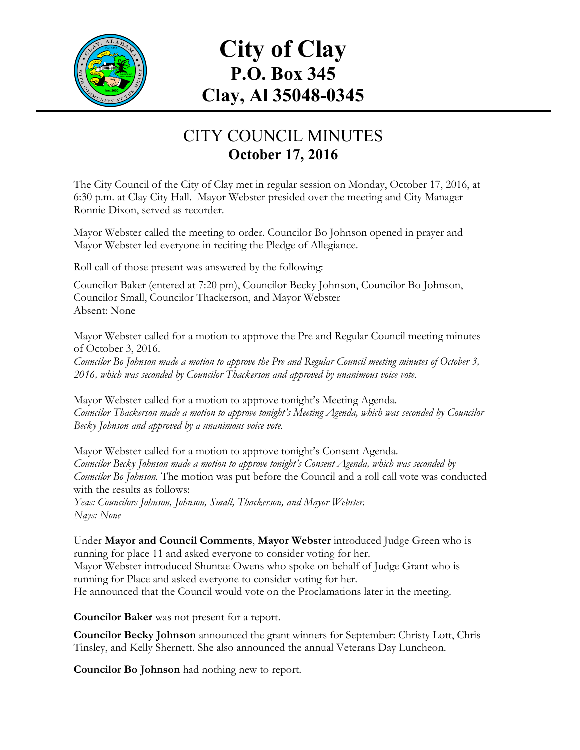# City of Clay
## P.O. Box 345
## Clay, Al 35048-0345

## CITY COUNCIL MINUTES
### October 17, 2016

The City Council of the City of Clay met in regular session on Monday, October 17, 2016, at 6:30 p.m. at Clay City Hall. Mayor Webster presided over the meeting and City Manager Ronnie Dixon, served as recorder.

Mayor Webster called the meeting to order. Councilor Bo Johnson opened in prayer and Mayor Webster led everyone in reciting the Pledge of Allegiance.

Roll call of those present was answered by the following:

Councilor Baker (entered at 7:20 pm), Councilor Becky Johnson, Councilor Bo Johnson, Councilor Small, Councilor Thackerson, and Mayor Webster
Absent: None

Mayor Webster called for a motion to approve the Pre and Regular Council meeting minutes of October 3, 2016.
*Councilor Bo Johnson made a motion to approve the Pre and Regular Council meeting minutes of October 3, 2016, which was seconded by Councilor Thackerson and approved by unanimous voice vote.*

Mayor Webster called for a motion to approve tonight's Meeting Agenda.
*Councilor Thackerson made a motion to approve tonight's Meeting Agenda, which was seconded by Councilor Becky Johnson and approved by a unanimous voice vote.*

Mayor Webster called for a motion to approve tonight's Consent Agenda.
*Councilor Becky Johnson made a motion to approve tonight's Consent Agenda, which was seconded by Councilor Bo Johnson.* The motion was put before the Council and a roll call vote was conducted with the results as follows:
*Yeas: Councilors Johnson, Johnson, Small, Thackerson, and Mayor Webster.*
*Nays: None*

Under **Mayor and Council Comments**, **Mayor Webster** introduced Judge Green who is running for place 11 and asked everyone to consider voting for her.
Mayor Webster introduced Shuntae Owens who spoke on behalf of Judge Grant who is running for Place and asked everyone to consider voting for her.
He announced that the Council would vote on the Proclamations later in the meeting.

**Councilor Baker** was not present for a report.

**Councilor Becky Johnson** announced the grant winners for September: Christy Lott, Chris Tinsley, and Kelly Shernett. She also announced the annual Veterans Day Luncheon.

**Councilor Bo Johnson** had nothing new to report.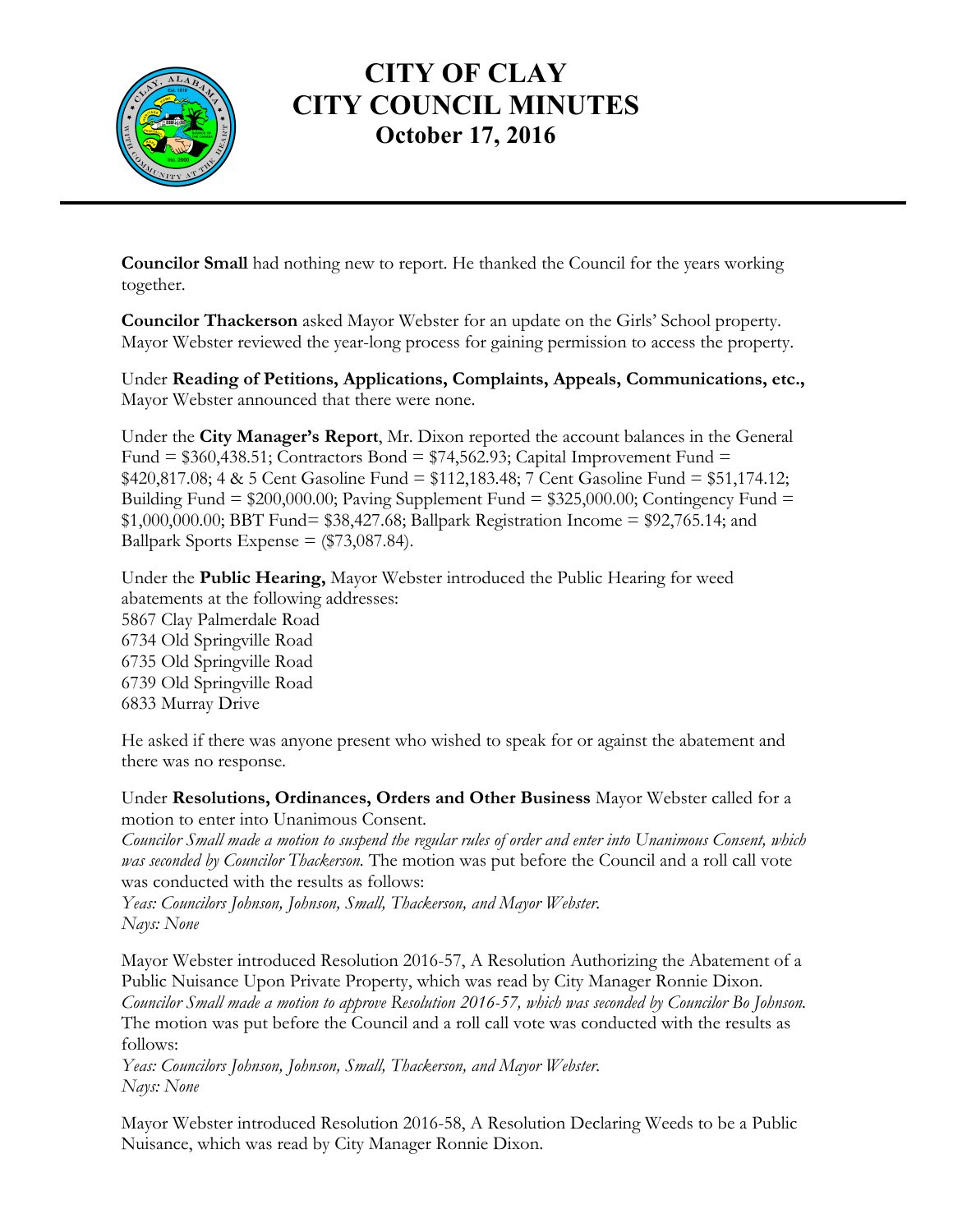**Councilor Small** had nothing new to report. He thanked the Council for the years working together.

**Councilor Thackerson** asked Mayor Webster for an update on the Girls' School property. Mayor Webster reviewed the year-long process for gaining permission to access the property.

Under **Reading of Petitions, Applications, Complaints, Appeals, Communications, etc.,** Mayor Webster announced that there were none.

Under the **City Manager's Report**, Mr. Dixon reported the account balances in the General Fund = $360,438.51; Contractors Bond = $74,562.93; Capital Improvement Fund = $420,817.08; 4 & 5 Cent Gasoline Fund = $112,183.48; 7 Cent Gasoline Fund = $51,174.12; Building Fund = $200,000.00; Paving Supplement Fund = $325,000.00; Contingency Fund = $1,000,000.00; BBT Fund= $38,427.68; Ballpark Registration Income = $92,765.14; and Ballpark Sports Expense = ($73,087.84).

Under the **Public Hearing,** Mayor Webster introduced the Public Hearing for weed abatements at the following addresses:
5867 Clay Palmerdale Road
6734 Old Springville Road
6735 Old Springville Road
6739 Old Springville Road
6833 Murray Drive

He asked if there was anyone present who wished to speak for or against the abatement and there was no response.

Under **Resolutions, Ordinances, Orders and Other Business** Mayor Webster called for a motion to enter into Unanimous Consent.
*Councilor Small made a motion to suspend the regular rules of order and enter into Unanimous Consent, which was seconded by Councilor Thackerson.* The motion was put before the Council and a roll call vote was conducted with the results as follows:
*Yeas: Councilors Johnson, Johnson, Small, Thackerson, and Mayor Webster.*
*Nays: None*

Mayor Webster introduced Resolution 2016-57, A Resolution Authorizing the Abatement of a Public Nuisance Upon Private Property, which was read by City Manager Ronnie Dixon.
*Councilor Small made a motion to approve Resolution 2016-57, which was seconded by Councilor Bo Johnson.* The motion was put before the Council and a roll call vote was conducted with the results as follows:
*Yeas: Councilors Johnson, Johnson, Small, Thackerson, and Mayor Webster.*
*Nays: None*

Mayor Webster introduced Resolution 2016-58, A Resolution Declaring Weeds to be a Public Nuisance, which was read by City Manager Ronnie Dixon.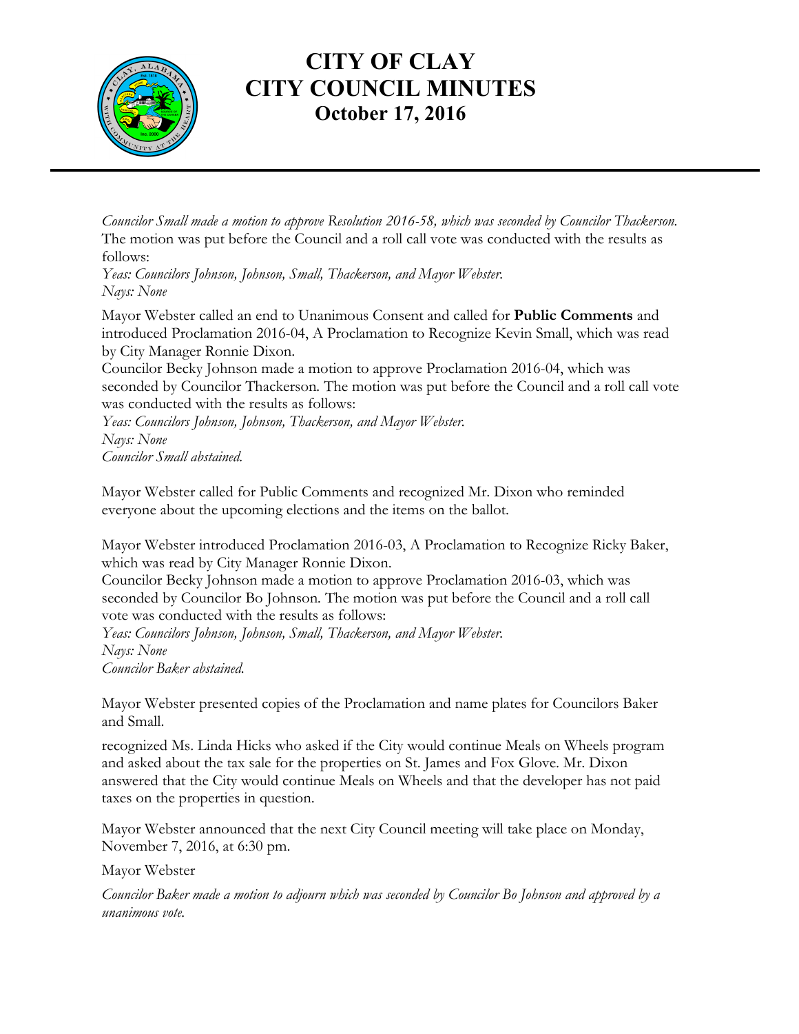# CITY OF CLAY
# CITY COUNCIL MINUTES
## October 17, 2016

---

*Councilor Small made a motion to approve Resolution 2016-58, which was seconded by Councilor Thackerson.* The motion was put before the Council and a roll call vote was conducted with the results as follows:
*Yeas: Councilors Johnson, Johnson, Small, Thackerson, and Mayor Webster.*
*Nays: None*

Mayor Webster called an end to Unanimous Consent and called for **Public Comments** and introduced Proclamation 2016-04, A Proclamation to Recognize Kevin Small, which was read by City Manager Ronnie Dixon.
Councilor Becky Johnson made a motion to approve Proclamation 2016-04, which was seconded by Councilor Thackerson. The motion was put before the Council and a roll call vote was conducted with the results as follows:
*Yeas: Councilors Johnson, Johnson, Thackerson, and Mayor Webster.*
*Nays: None*
*Councilor Small abstained.*

Mayor Webster called for Public Comments and recognized Mr. Dixon who reminded everyone about the upcoming elections and the items on the ballot.

Mayor Webster introduced Proclamation 2016-03, A Proclamation to Recognize Ricky Baker, which was read by City Manager Ronnie Dixon.
Councilor Becky Johnson made a motion to approve Proclamation 2016-03, which was seconded by Councilor Bo Johnson. The motion was put before the Council and a roll call vote was conducted with the results as follows:
*Yeas: Councilors Johnson, Johnson, Small, Thackerson, and Mayor Webster.*
*Nays: None*
*Councilor Baker abstained.*

Mayor Webster presented copies of the Proclamation and name plates for Councilors Baker and Small.

recognized Ms. Linda Hicks who asked if the City would continue Meals on Wheels program and asked about the tax sale for the properties on St. James and Fox Glove. Mr. Dixon answered that the City would continue Meals on Wheels and that the developer has not paid taxes on the properties in question.

Mayor Webster announced that the next City Council meeting will take place on Monday, November 7, 2016, at 6:30 pm.

Mayor Webster

*Councilor Baker made a motion to adjourn which was seconded by Councilor Bo Johnson and approved by a unanimous vote.*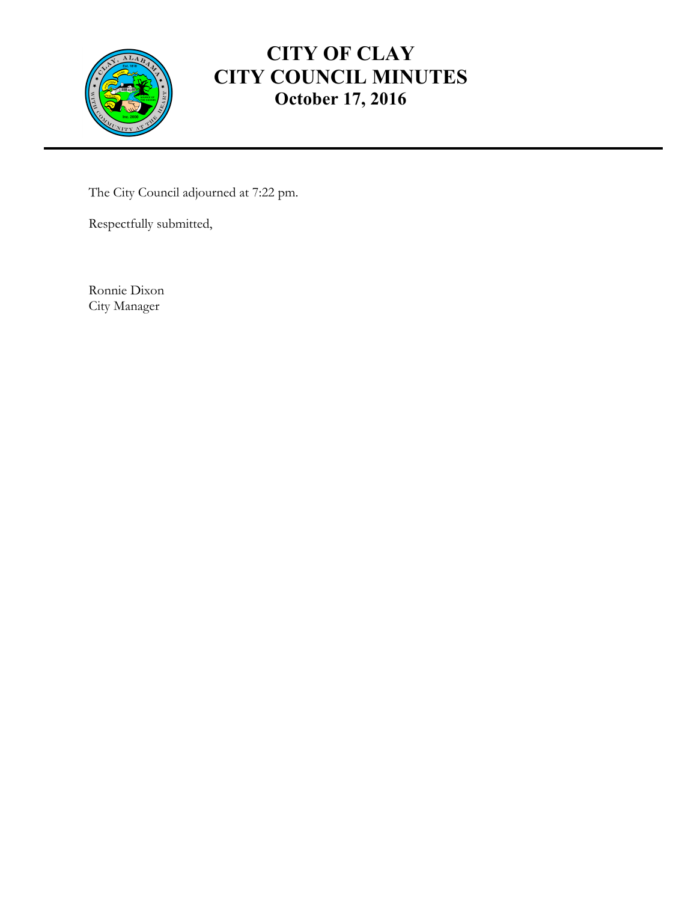# CITY OF CLAY
# CITY COUNCIL MINUTES
## October 17, 2016

The City Council adjourned at 7:22 pm.

Respectfully submitted,

Ronnie Dixon
City Manager